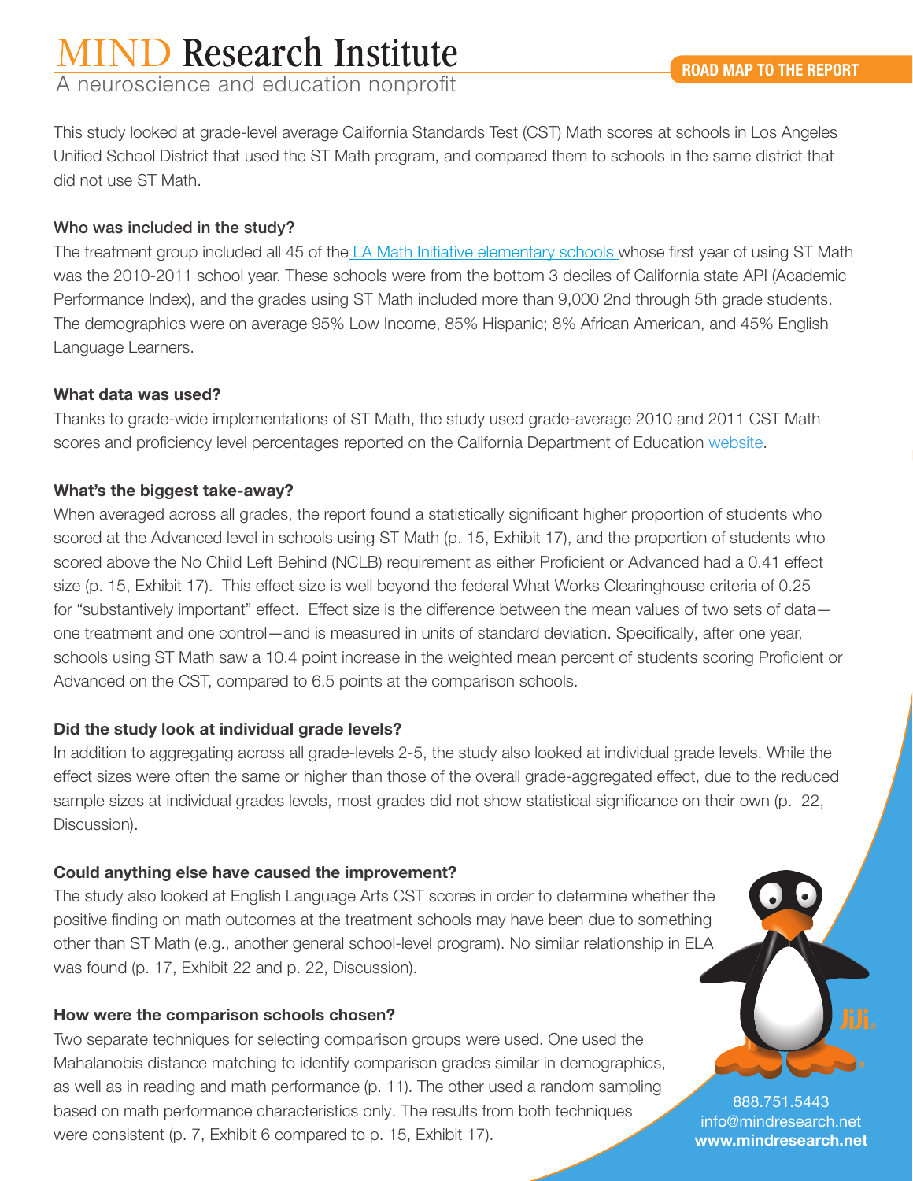# MIND Research Institute

A neuroscience and education nonprofit

**ROAD MAP TO THE REPORT**

This study looked at grade-level average California Standards Test (CST) Math scores at schools in Los Angeles Unified School District that used the ST Math program, and compared them to schools in the same district that did not use ST Math.

### Who was included in the study?

The treatment group included all 45 of the LA Math Initiative elementary schools whose first year of using ST Math was the 2010-2011 school year. These schools were from the bottom 3 deciles of California state API (Academic Performance Index), and the grades using ST Math included more than 9,000 2nd through 5th grade students. The demographics were on average 95% Low Income, 85% Hispanic; 8% African American, and 45% English Language Learners.

### What data was used?

Thanks to grade-wide implementations of ST Math, the study used grade-average 2010 and 2011 CST Math scores and proficiency level percentages reported on the California Department of Education website.

### What's the biggest take-away?

When averaged across all grades, the report found a statistically significant higher proportion of students who scored at the Advanced level in schools using ST Math (p. 15, Exhibit 17), and the proportion of students who scored above the No Child Left Behind (NCLB) requirement as either Proficient or Advanced had a 0.41 effect size (p. 15, Exhibit 17). This effect size is well beyond the federal What Works Clearinghouse criteria of 0.25 for "substantively important" effect. Effect size is the difference between the mean values of two sets of data—one treatment and one control—and is measured in units of standard deviation. Specifically, after one year, schools using ST Math saw a 10.4 point increase in the weighted mean percent of students scoring Proficient or Advanced on the CST, compared to 6.5 points at the comparison schools.

### Did the study look at individual grade levels?

In addition to aggregating across all grade-levels 2-5, the study also looked at individual grade levels. While the effect sizes were often the same or higher than those of the overall grade-aggregated effect, due to the reduced sample sizes at individual grades levels, most grades did not show statistical significance on their own (p. 22, Discussion).

### Could anything else have caused the improvement?

The study also looked at English Language Arts CST scores in order to determine whether the positive finding on math outcomes at the treatment schools may have been due to something other than ST Math (e.g., another general school-level program). No similar relationship in ELA was found (p. 17, Exhibit 22 and p. 22, Discussion).

### How were the comparison schools chosen?

Two separate techniques for selecting comparison groups were used. One used the Mahalanobis distance matching to identify comparison grades similar in demographics, as well as in reading and math performance (p. 11). The other used a random sampling based on math performance characteristics only. The results from both techniques were consistent (p. 7, Exhibit 6 compared to p. 15, Exhibit 17).

888.751.5443
info@mindresearch.net
**www.mindresearch.net**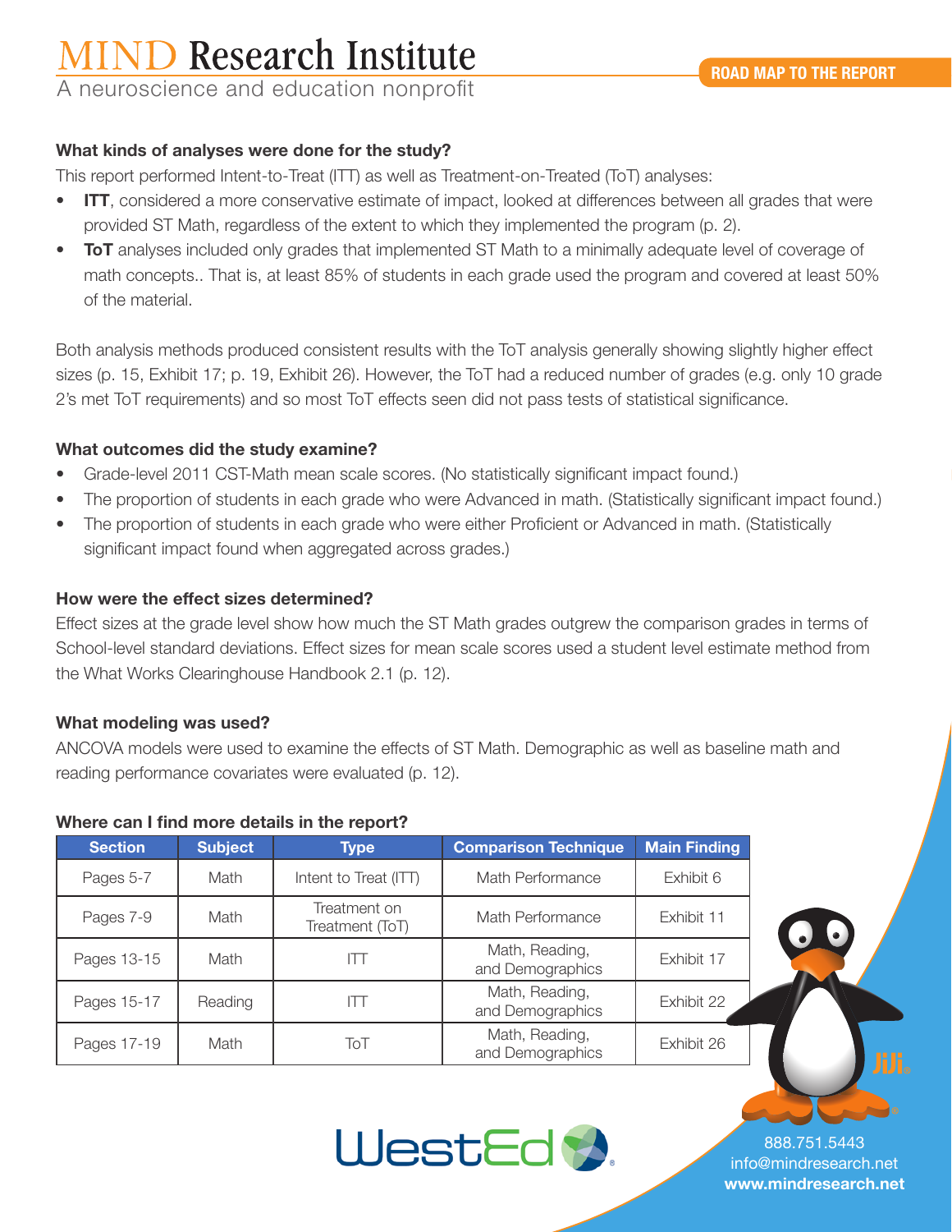# MIND Research Institute

A neuroscience and education nonprofit

ROAD MAP TO THE REPORT

### What kinds of analyses were done for the study?

This report performed Intent-to-Treat (ITT) as well as Treatment-on-Treated (ToT) analyses:

- **ITT**, considered a more conservative estimate of impact, looked at differences between all grades that were provided ST Math, regardless of the extent to which they implemented the program (p. 2).
- **ToT** analyses included only grades that implemented ST Math to a minimally adequate level of coverage of math concepts.. That is, at least 85% of students in each grade used the program and covered at least 50% of the material.

Both analysis methods produced consistent results with the ToT analysis generally showing slightly higher effect sizes (p. 15, Exhibit 17; p. 19, Exhibit 26). However, the ToT had a reduced number of grades (e.g. only 10 grade 2's met ToT requirements) and so most ToT effects seen did not pass tests of statistical significance.

### What outcomes did the study examine?

- Grade-level 2011 CST-Math mean scale scores. (No statistically significant impact found.)
- The proportion of students in each grade who were Advanced in math. (Statistically significant impact found.)
- The proportion of students in each grade who were either Proficient or Advanced in math. (Statistically significant impact found when aggregated across grades.)

### How were the effect sizes determined?

Effect sizes at the grade level show how much the ST Math grades outgrew the comparison grades in terms of School-level standard deviations. Effect sizes for mean scale scores used a student level estimate method from the What Works Clearinghouse Handbook 2.1 (p. 12).

### What modeling was used?

ANCOVA models were used to examine the effects of ST Math. Demographic as well as baseline math and reading performance covariates were evaluated (p. 12).

### Where can I find more details in the report?

| Section | Subject | Type | Comparison Technique | Main Finding |
|---|---|---|---|---|
| Pages 5-7 | Math | Intent to Treat (ITT) | Math Performance | Exhibit 6 |
| Pages 7-9 | Math | Treatment on Treatment (ToT) | Math Performance | Exhibit 11 |
| Pages 13-15 | Math | ITT | Math, Reading, and Demographics | Exhibit 17 |
| Pages 15-17 | Reading | ITT | Math, Reading, and Demographics | Exhibit 22 |
| Pages 17-19 | Math | ToT | Math, Reading, and Demographics | Exhibit 26 |

WestEd

888.751.5443
info@mindresearch.net
**www.mindresearch.net**